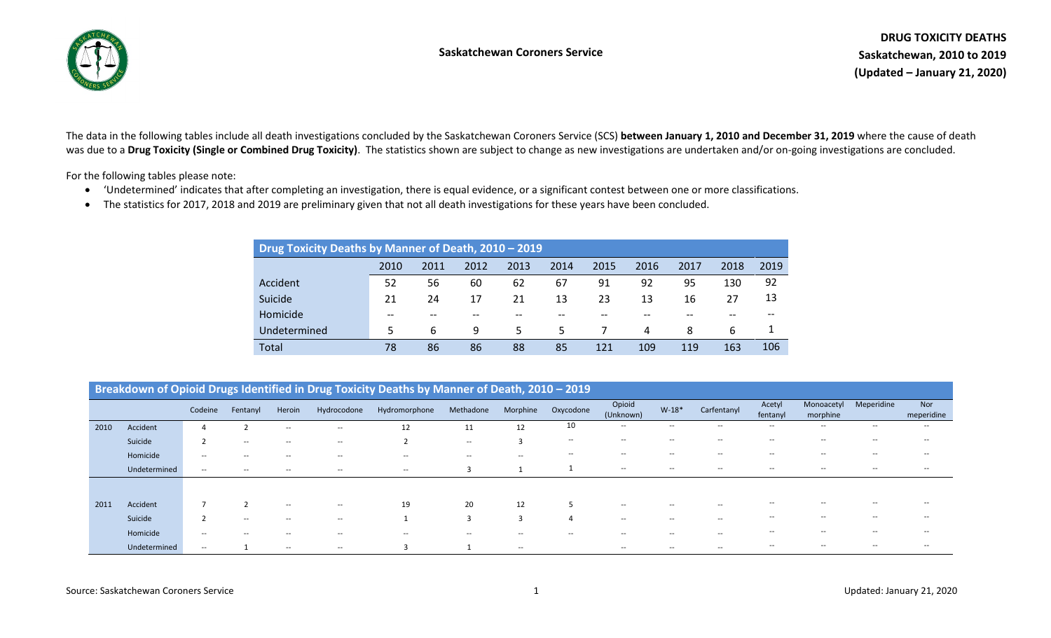**Saskatchewan Coroners Service**

# DRUG TOXICITY DEATHS
## Saskatchewan, 2010 to 2019
## (Updated – January 21, 2020)

The data in the following tables include all death investigations concluded by the Saskatchewan Coroners Service (SCS) **between January 1, 2010 and December 31, 2019** where the cause of death was due to a **Drug Toxicity (Single or Combined Drug Toxicity)**. The statistics shown are subject to change as new investigations are undertaken and/or on-going investigations are concluded.

For the following tables please note:

- 'Undetermined' indicates that after completing an investigation, there is equal evidence, or a significant contest between one or more classifications.
- The statistics for 2017, 2018 and 2019 are preliminary given that not all death investigations for these years have been concluded.

| Drug Toxicity Deaths by Manner of Death, 2010 – 2019 | | | | | | | | | | |
|---|---|---|---|---|---|---|---|---|---|---|
| | 2010 | 2011 | 2012 | 2013 | 2014 | 2015 | 2016 | 2017 | 2018 | 2019 |
| Accident | 52 | 56 | 60 | 62 | 67 | 91 | 92 | 95 | 130 | 92 |
| Suicide | 21 | 24 | 17 | 21 | 13 | 23 | 13 | 16 | 27 | 13 |
| Homicide | -- | -- | -- | -- | -- | -- | -- | -- | -- | -- |
| Undetermined | 5 | 6 | 9 | 5 | 5 | 7 | 4 | 8 | 6 | 1 |
| Total | 78 | 86 | 86 | 88 | 85 | 121 | 109 | 119 | 163 | 106 |

| Breakdown of Opioid Drugs Identified in Drug Toxicity Deaths by Manner of Death, 2010 – 2019 | | | | | | | | | | | | | | | | |
|---|---|---|---|---|---|---|---|---|---|---|---|---|---|---|---|---|
| | | Codeine | Fentanyl | Heroin | Hydrocodone | Hydromorphone | Methadone | Morphine | Oxycodone | Opioid (Unknown) | W-18* | Carfentanyl | Acetyl fentanyl | Monoacetyl morphine | Meperidine | Nor meperidine |
| 2010 | Accident | 4 | 2 | -- | -- | 12 | 11 | 12 | 10 | -- | -- | -- | -- | -- | -- | -- |
| | Suicide | 2 | -- | -- | -- | 2 | -- | 3 | -- | -- | -- | -- | -- | -- | -- | -- |
| | Homicide | -- | -- | -- | -- | -- | -- | -- | -- | -- | -- | -- | -- | -- | -- | -- |
| | Undetermined | -- | -- | -- | -- | -- | 3 | 1 | 1 | -- | -- | -- | -- | -- | -- | -- |
| 2011 | Accident | 7 | 2 | -- | -- | 19 | 20 | 12 | 5 | -- | -- | -- | -- | -- | -- | -- |
| | Suicide | 2 | -- | -- | -- | 1 | 3 | 3 | 4 | -- | -- | -- | -- | -- | -- | -- |
| | Homicide | -- | -- | -- | -- | -- | -- | -- | -- | -- | -- | -- | -- | -- | -- | -- |
| | Undetermined | -- | 1 | -- | -- | 3 | 1 | -- | | -- | -- | -- | -- | -- | -- | -- |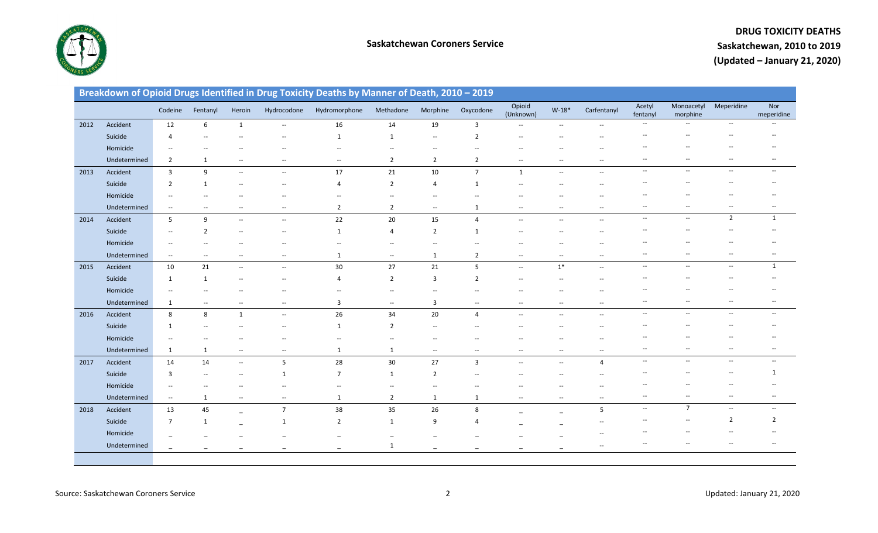**Saskatchewan Coroners Service**

**DRUG TOXICITY DEATHS**
**Saskatchewan, 2010 to 2019**
**(Updated – January 21, 2020)**

## Breakdown of Opioid Drugs Identified in Drug Toxicity Deaths by Manner of Death, 2010 – 2019

| | | Codeine | Fentanyl | Heroin | Hydrocodone | Hydromorphone | Methadone | Morphine | Oxycodone | Opioid (Unknown) | W-18* | Carfentanyl | Acetyl fentanyl | Monoacetyl morphine | Meperidine | Nor meperidine |
|---|---|---|---|---|---|---|---|---|---|---|---|---|---|---|---|---|
| 2012 | Accident | 12 | 6 | 1 | -- | 16 | 14 | 19 | 3 | -- | -- | -- | -- | -- | -- | -- |
| | Suicide | 4 | -- | -- | -- | 1 | 1 | -- | 2 | -- | -- | -- | -- | -- | -- | -- |
| | Homicide | -- | -- | -- | -- | -- | -- | -- | -- | -- | -- | -- | -- | -- | -- | -- |
| | Undetermined | 2 | 1 | -- | -- | -- | 2 | 2 | 2 | -- | -- | -- | -- | -- | -- | -- |
| 2013 | Accident | 3 | 9 | -- | -- | 17 | 21 | 10 | 7 | 1 | -- | -- | -- | -- | -- | -- |
| | Suicide | 2 | 1 | -- | -- | 4 | 2 | 4 | 1 | -- | -- | -- | -- | -- | -- | -- |
| | Homicide | -- | -- | -- | -- | -- | -- | -- | -- | -- | -- | -- | -- | -- | -- | -- |
| | Undetermined | -- | -- | -- | -- | 2 | 2 | -- | 1 | -- | -- | -- | -- | -- | -- | -- |
| 2014 | Accident | 5 | 9 | -- | -- | 22 | 20 | 15 | 4 | -- | -- | -- | -- | -- | 2 | 1 |
| | Suicide | -- | 2 | -- | -- | 1 | 4 | 2 | 1 | -- | -- | -- | -- | -- | -- | -- |
| | Homicide | -- | -- | -- | -- | -- | -- | -- | -- | -- | -- | -- | -- | -- | -- | -- |
| | Undetermined | -- | -- | -- | -- | 1 | -- | 1 | 2 | -- | -- | -- | -- | -- | -- | -- |
| 2015 | Accident | 10 | 21 | -- | -- | 30 | 27 | 21 | 5 | -- | 1* | -- | -- | -- | -- | 1 |
| | Suicide | 1 | 1 | -- | -- | 4 | 2 | 3 | 2 | -- | -- | -- | -- | -- | -- | -- |
| | Homicide | -- | -- | -- | -- | -- | -- | -- | -- | -- | -- | -- | -- | -- | -- | -- |
| | Undetermined | 1 | -- | -- | -- | 3 | -- | 3 | -- | -- | -- | -- | -- | -- | -- | -- |
| 2016 | Accident | 8 | 8 | 1 | -- | 26 | 34 | 20 | 4 | -- | -- | -- | -- | -- | -- | -- |
| | Suicide | 1 | -- | -- | -- | 1 | 2 | -- | -- | -- | -- | -- | -- | -- | -- | -- |
| | Homicide | -- | -- | -- | -- | -- | -- | -- | -- | -- | -- | -- | -- | -- | -- | -- |
| | Undetermined | 1 | 1 | -- | -- | 1 | 1 | -- | -- | -- | -- | -- | -- | -- | -- | -- |
| 2017 | Accident | 14 | 14 | -- | 5 | 28 | 30 | 27 | 3 | -- | -- | 4 | -- | -- | -- | -- |
| | Suicide | 3 | -- | -- | 1 | 7 | 1 | 2 | -- | -- | -- | -- | -- | -- | -- | 1 |
| | Homicide | -- | -- | -- | -- | -- | -- | -- | -- | -- | -- | -- | -- | -- | -- | -- |
| | Undetermined | -- | 1 | -- | -- | 1 | 2 | 1 | 1 | -- | -- | -- | -- | -- | -- | -- |
| 2018 | Accident | 13 | 45 | _ | 7 | 38 | 35 | 26 | 8 | _ | _ | 5 | -- | 7 | -- | -- |
| | Suicide | 7 | 1 | _ | 1 | 2 | 1 | 9 | 4 | _ | _ | -- | -- | -- | 2 | 2 |
| | Homicide | _ | _ | _ | _ | _ | _ | _ | _ | _ | _ | -- | -- | -- | -- | -- |
| | Undetermined | _ | _ | _ | _ | _ | 1 | _ | _ | _ | _ | -- | -- | -- | -- | -- |

Source: Saskatchewan Coroners Service

Updated: January 21, 2020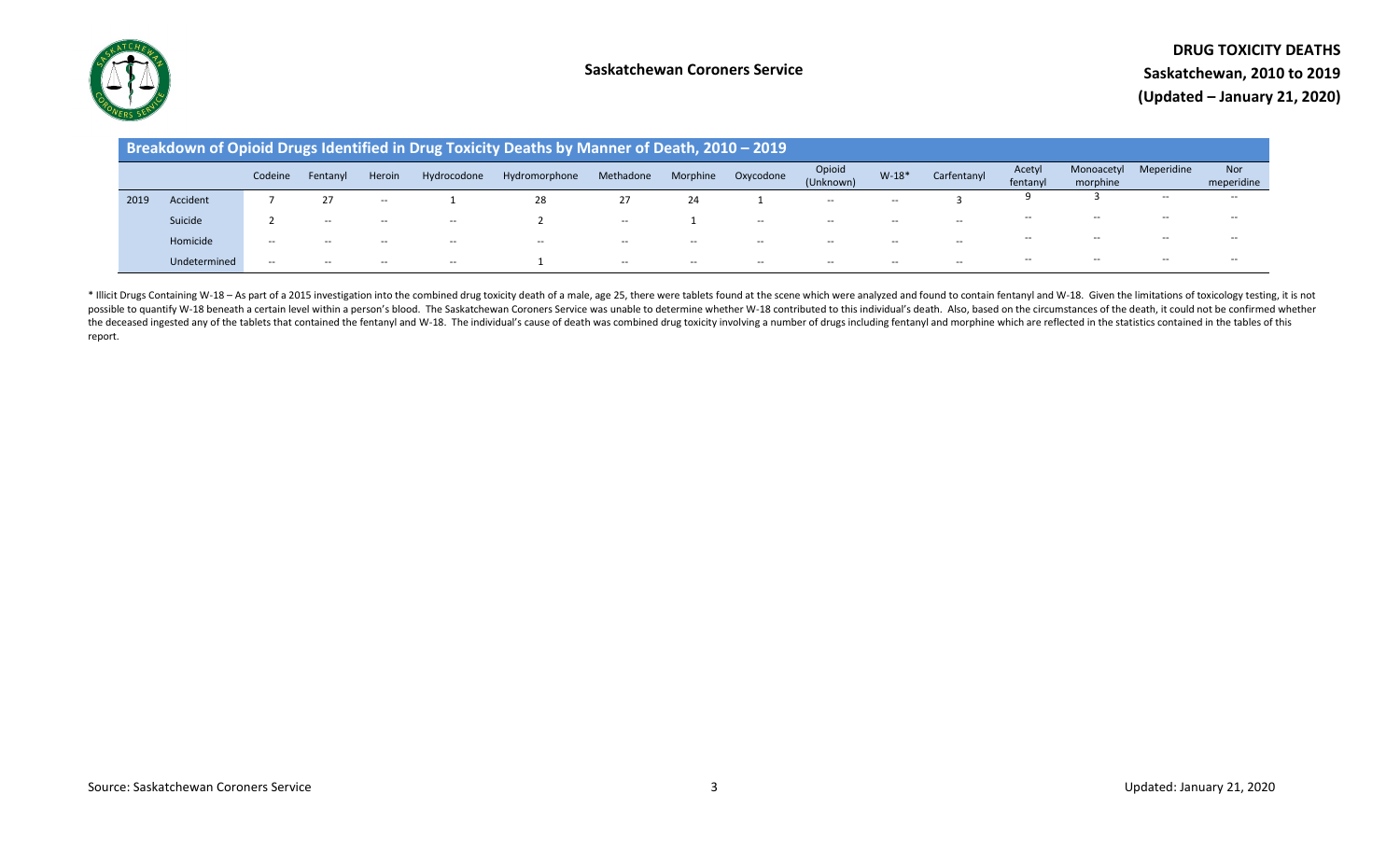**Saskatchewan Coroners Service**

**DRUG TOXICITY DEATHS**
**Saskatchewan, 2010 to 2019**
**(Updated – January 21, 2020)**

## Breakdown of Opioid Drugs Identified in Drug Toxicity Deaths by Manner of Death, 2010 – 2019

| | | Codeine | Fentanyl | Heroin | Hydrocodone | Hydromorphone | Methadone | Morphine | Oxycodone | Opioid (Unknown) | W-18* | Carfentanyl | Acetyl fentanyl | Monoacetyl morphine | Meperidine | Nor meperidine |
|---|---|---|---|---|---|---|---|---|---|---|---|---|---|---|---|---|
| 2019 | Accident | 7 | 27 | -- | 1 | 28 | 27 | 24 | 1 | -- | -- | 3 | 9 | 3 | -- | -- |
| | Suicide | 2 | -- | -- | -- | 2 | -- | 1 | -- | -- | -- | -- | -- | -- | -- | -- |
| | Homicide | -- | -- | -- | -- | -- | -- | -- | -- | -- | -- | -- | -- | -- | -- | -- |
| | Undetermined | -- | -- | -- | -- | 1 | -- | -- | -- | -- | -- | -- | -- | -- | -- | -- |

* Illicit Drugs Containing W-18 – As part of a 2015 investigation into the combined drug toxicity death of a male, age 25, there were tablets found at the scene which were analyzed and found to contain fentanyl and W-18. Given the limitations of toxicology testing, it is not possible to quantify W-18 beneath a certain level within a person's blood. The Saskatchewan Coroners Service was unable to determine whether W-18 contributed to this individual's death. Also, based on the circumstances of the death, it could not be confirmed whether the deceased ingested any of the tablets that contained the fentanyl and W-18. The individual's cause of death was combined drug toxicity involving a number of drugs including fentanyl and morphine which are reflected in the statistics contained in the tables of this report.

Source: Saskatchewan Coroners Service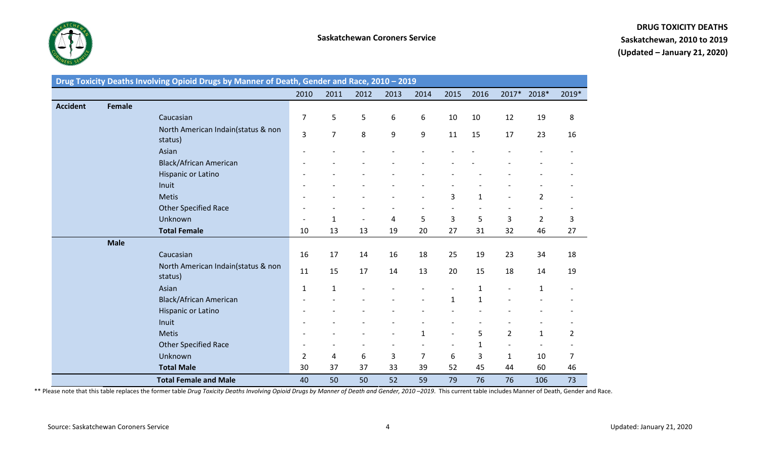Saskatchewan Coroners Service

**DRUG TOXICITY DEATHS**
**Saskatchewan, 2010 to 2019**
**(Updated – January 21, 2020)**

**Drug Toxicity Deaths Involving Opioid Drugs by Manner of Death, Gender and Race, 2010 – 2019**

| | | | 2010 | 2011 | 2012 | 2013 | 2014 | 2015 | 2016 | 2017* | 2018* | 2019* |
|---|---|---|---|---|---|---|---|---|---|---|---|---|
| **Accident** | **Female** | | | | | | | | | | | |
| | | Caucasian | 7 | 5 | 5 | 6 | 6 | 10 | 10 | 12 | 19 | 8 |
| | | North American Indain(status & non status) | 3 | 7 | 8 | 9 | 9 | 11 | 15 | 17 | 23 | 16 |
| | | Asian | - | - | - | - | - | - | - | - | - | - |
| | | Black/African American | - | - | - | - | - | - | - | - | - | - |
| | | Hispanic or Latino | - | - | - | - | - | - | - | - | - | - |
| | | Inuit | - | - | - | - | - | - | - | - | - | - |
| | | Metis | - | - | - | - | - | 3 | 1 | - | 2 | - |
| | | Other Specified Race | - | - | - | - | - | - | - | - | - | - |
| | | Unknown | - | 1 | - | 4 | 5 | 3 | 5 | 3 | 2 | 3 |
| | | **Total Female** | 10 | 13 | 13 | 19 | 20 | 27 | 31 | 32 | 46 | 27 |
| | **Male** | | | | | | | | | | | |
| | | Caucasian | 16 | 17 | 14 | 16 | 18 | 25 | 19 | 23 | 34 | 18 |
| | | North American Indain(status & non status) | 11 | 15 | 17 | 14 | 13 | 20 | 15 | 18 | 14 | 19 |
| | | Asian | 1 | 1 | - | - | - | - | 1 | - | 1 | - |
| | | Black/African American | - | - | - | - | - | 1 | 1 | - | - | - |
| | | Hispanic or Latino | - | - | - | - | - | - | - | - | - | - |
| | | Inuit | - | - | - | - | - | - | - | - | - | - |
| | | Metis | - | - | - | - | 1 | - | 5 | 2 | 1 | 2 |
| | | Other Specified Race | - | - | - | - | - | - | 1 | - | - | - |
| | | Unknown | 2 | 4 | 6 | 3 | 7 | 6 | 3 | 1 | 10 | 7 |
| | | **Total Male** | 30 | 37 | 37 | 33 | 39 | 52 | 45 | 44 | 60 | 46 |
| | | **Total Female and Male** | 40 | 50 | 50 | 52 | 59 | 79 | 76 | 76 | 106 | 73 |

** Please note that this table replaces the former table *Drug Toxicity Deaths Involving Opioid Drugs by Manner of Death and Gender, 2010 –2019*. This current table includes Manner of Death, Gender and Race.

Source: Saskatchewan Coroners Service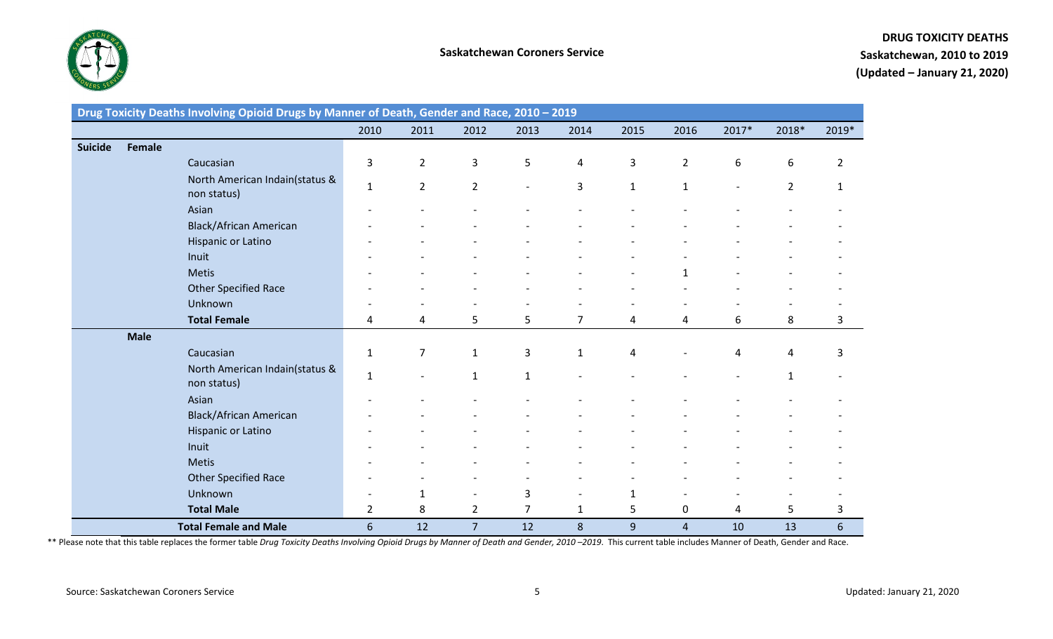Saskatchewan Coroners Service

**DRUG TOXICITY DEATHS**
**Saskatchewan, 2010 to 2019**
**(Updated – January 21, 2020)**

**Drug Toxicity Deaths Involving Opioid Drugs by Manner of Death, Gender and Race, 2010 – 2019**

| | | | 2010 | 2011 | 2012 | 2013 | 2014 | 2015 | 2016 | 2017* | 2018* | 2019* |
|---|---|---|---|---|---|---|---|---|---|---|---|---|
| **Suicide** | **Female** | | | | | | | | | | | |
| | | Caucasian | 3 | 2 | 3 | 5 | 4 | 3 | 2 | 6 | 6 | 2 |
| | | North American Indain(status & non status) | 1 | 2 | 2 | - | 3 | 1 | 1 | - | 2 | 1 |
| | | Asian | - | - | - | - | - | - | - | - | - | - |
| | | Black/African American | - | - | - | - | - | - | - | - | - | - |
| | | Hispanic or Latino | - | - | - | - | - | - | - | - | - | - |
| | | Inuit | - | - | - | - | - | - | - | - | - | - |
| | | Metis | - | - | - | - | - | - | 1 | - | - | - |
| | | Other Specified Race | - | - | - | - | - | - | - | - | - | - |
| | | Unknown | - | - | - | - | - | - | - | - | - | - |
| | | **Total Female** | 4 | 4 | 5 | 5 | 7 | 4 | 4 | 6 | 8 | 3 |
| | **Male** | | | | | | | | | | | |
| | | Caucasian | 1 | 7 | 1 | 3 | 1 | 4 | - | 4 | 4 | 3 |
| | | North American Indain(status & non status) | 1 | - | 1 | 1 | - | - | - | - | 1 | - |
| | | Asian | - | - | - | - | - | - | - | - | - | - |
| | | Black/African American | - | - | - | - | - | - | - | - | - | - |
| | | Hispanic or Latino | - | - | - | - | - | - | - | - | - | - |
| | | Inuit | - | - | - | - | - | - | - | - | - | - |
| | | Metis | - | - | - | - | - | - | - | - | - | - |
| | | Other Specified Race | - | - | - | - | - | - | - | - | - | - |
| | | Unknown | - | 1 | - | 3 | - | 1 | - | - | - | - |
| | | **Total Male** | 2 | 8 | 2 | 7 | 1 | 5 | 0 | 4 | 5 | 3 |
| | | **Total Female and Male** | 6 | 12 | 7 | 12 | 8 | 9 | 4 | 10 | 13 | 6 |

** Please note that this table replaces the former table *Drug Toxicity Deaths Involving Opioid Drugs by Manner of Death and Gender, 2010 –2019*. This current table includes Manner of Death, Gender and Race.

Source: Saskatchewan Coroners Service

Updated: January 21, 2020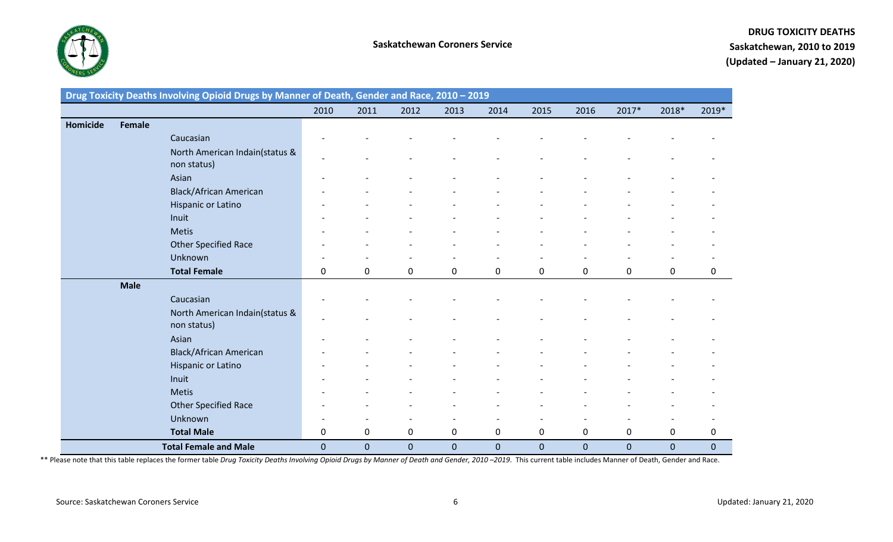**Saskatchewan Coroners Service**

**DRUG TOXICITY DEATHS**
**Saskatchewan, 2010 to 2019**
**(Updated – January 21, 2020)**

| **Drug Toxicity Deaths Involving Opioid Drugs by Manner of Death, Gender and Race, 2010 – 2019** | | | | | | | | | | | | |
|---|---|---|---|---|---|---|---|---|---|---|---|---|
| | | | 2010 | 2011 | 2012 | 2013 | 2014 | 2015 | 2016 | 2017* | 2018* | 2019* |
| **Homicide** | **Female** | | | | | | | | | | | |
| | | Caucasian | - | - | - | - | - | - | - | - | - | - |
| | | North American Indain(status & non status) | - | - | - | - | - | - | - | - | - | - |
| | | Asian | - | - | - | - | - | - | - | - | - | - |
| | | Black/African American | - | - | - | - | - | - | - | - | - | - |
| | | Hispanic or Latino | - | - | - | - | - | - | - | - | - | - |
| | | Inuit | - | - | - | - | - | - | - | - | - | - |
| | | Metis | - | - | - | - | - | - | - | - | - | - |
| | | Other Specified Race | - | - | - | - | - | - | - | - | - | - |
| | | Unknown | - | - | - | - | - | - | - | - | - | - |
| | | **Total Female** | 0 | 0 | 0 | 0 | 0 | 0 | 0 | 0 | 0 | 0 |
| | **Male** | | | | | | | | | | | |
| | | Caucasian | - | - | - | - | - | - | - | - | - | - |
| | | North American Indain(status & non status) | - | - | - | - | - | - | - | - | - | - |
| | | Asian | - | - | - | - | - | - | - | - | - | - |
| | | Black/African American | - | - | - | - | - | - | - | - | - | - |
| | | Hispanic or Latino | - | - | - | - | - | - | - | - | - | - |
| | | Inuit | - | - | - | - | - | - | - | - | - | - |
| | | Metis | - | - | - | - | - | - | - | - | - | - |
| | | Other Specified Race | - | - | - | - | - | - | - | - | - | - |
| | | Unknown | - | - | - | - | - | - | - | - | - | - |
| | | **Total Male** | 0 | 0 | 0 | 0 | 0 | 0 | 0 | 0 | 0 | 0 |
| | | **Total Female and Male** | 0 | 0 | 0 | 0 | 0 | 0 | 0 | 0 | 0 | 0 |

** Please note that this table replaces the former table *Drug Toxicity Deaths Involving Opioid Drugs by Manner of Death and Gender, 2010 –2019*. This current table includes Manner of Death, Gender and Race.

Source: Saskatchewan Coroners Service

Updated: January 21, 2020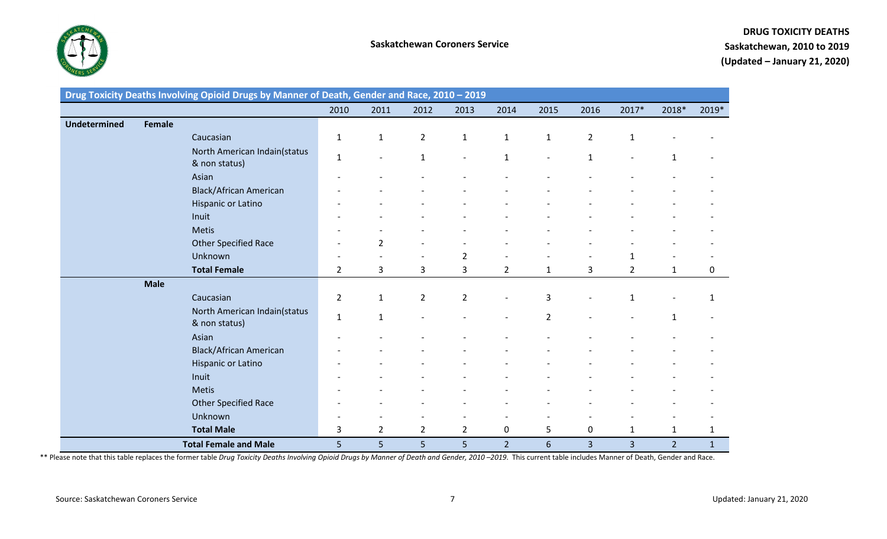**Saskatchewan Coroners Service**

**DRUG TOXICITY DEATHS**
**Saskatchewan, 2010 to 2019**
**(Updated – January 21, 2020)**

| Drug Toxicity Deaths Involving Opioid Drugs by Manner of Death, Gender and Race, 2010 – 2019 | | | | | | | | | | | | |
|---|---|---|---|---|---|---|---|---|---|---|---|---|
| | | | 2010 | 2011 | 2012 | 2013 | 2014 | 2015 | 2016 | 2017* | 2018* | 2019* |
| **Undetermined** | **Female** | | | | | | | | | | | |
| | | Caucasian | 1 | 1 | 2 | 1 | 1 | 1 | 2 | 1 | - | - |
| | | North American Indain(status & non status) | 1 | - | 1 | - | 1 | - | 1 | - | 1 | - |
| | | Asian | - | - | - | - | - | - | - | - | - | - |
| | | Black/African American | - | - | - | - | - | - | - | - | - | - |
| | | Hispanic or Latino | - | - | - | - | - | - | - | - | - | - |
| | | Inuit | - | - | - | - | - | - | - | - | - | - |
| | | Metis | - | - | - | - | - | - | - | - | - | - |
| | | Other Specified Race | - | 2 | - | - | - | - | - | - | - | - |
| | | Unknown | - | - | - | 2 | - | - | - | 1 | - | - |
| | | **Total Female** | 2 | 3 | 3 | 3 | 2 | 1 | 3 | 2 | 1 | 0 |
| | **Male** | | | | | | | | | | | |
| | | Caucasian | 2 | 1 | 2 | 2 | - | 3 | - | 1 | - | 1 |
| | | North American Indain(status & non status) | 1 | 1 | - | - | - | 2 | - | - | 1 | - |
| | | Asian | - | - | - | - | - | - | - | - | - | - |
| | | Black/African American | - | - | - | - | - | - | - | - | - | - |
| | | Hispanic or Latino | - | - | - | - | - | - | - | - | - | - |
| | | Inuit | - | - | - | - | - | - | - | - | - | - |
| | | Metis | - | - | - | - | - | - | - | - | - | - |
| | | Other Specified Race | - | - | - | - | - | - | - | - | - | - |
| | | Unknown | - | - | - | - | - | - | - | - | - | - |
| | | **Total Male** | 3 | 2 | 2 | 2 | 0 | 5 | 0 | 1 | 1 | 1 |
| | | **Total Female and Male** | 5 | 5 | 5 | 5 | 2 | 6 | 3 | 3 | 2 | 1 |

** Please note that this table replaces the former table *Drug Toxicity Deaths Involving Opioid Drugs by Manner of Death and Gender, 2010 –2019*. This current table includes Manner of Death, Gender and Race.

Source: Saskatchewan Coroners Service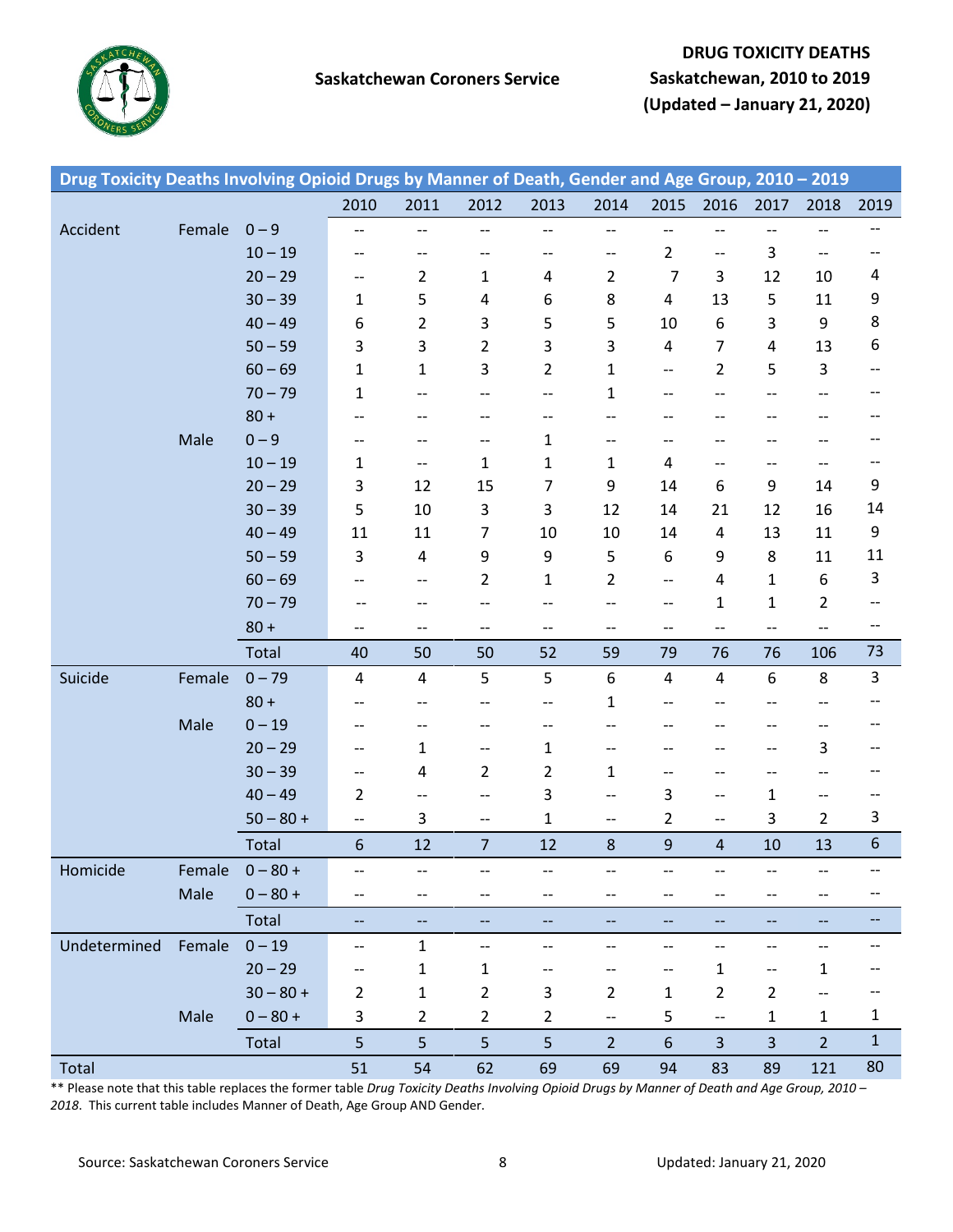**Saskatchewan Coroners Service**

**DRUG TOXICITY DEATHS**
**Saskatchewan, 2010 to 2019**
**(Updated – January 21, 2020)**

**Drug Toxicity Deaths Involving Opioid Drugs by Manner of Death, Gender and Age Group, 2010 – 2019**

| | | | 2010 | 2011 | 2012 | 2013 | 2014 | 2015 | 2016 | 2017 | 2018 | 2019 |
|---|---|---|---|---|---|---|---|---|---|---|---|---|
| Accident | Female | 0 – 9 | -- | -- | -- | -- | -- | -- | -- | -- | -- | -- |
| | | 10 – 19 | -- | -- | -- | -- | -- | 2 | -- | 3 | -- | -- |
| | | 20 – 29 | -- | 2 | 1 | 4 | 2 | 7 | 3 | 12 | 10 | 4 |
| | | 30 – 39 | 1 | 5 | 4 | 6 | 8 | 4 | 13 | 5 | 11 | 9 |
| | | 40 – 49 | 6 | 2 | 3 | 5 | 5 | 10 | 6 | 3 | 9 | 8 |
| | | 50 – 59 | 3 | 3 | 2 | 3 | 3 | 4 | 7 | 4 | 13 | 6 |
| | | 60 – 69 | 1 | 1 | 3 | 2 | 1 | -- | 2 | 5 | 3 | -- |
| | | 70 – 79 | 1 | -- | -- | -- | 1 | -- | -- | -- | -- | -- |
| | | 80 + | -- | -- | -- | -- | -- | -- | -- | -- | -- | -- |
| | Male | 0 – 9 | -- | -- | -- | 1 | -- | -- | -- | -- | -- | -- |
| | | 10 – 19 | 1 | -- | 1 | 1 | 1 | 4 | -- | -- | -- | -- |
| | | 20 – 29 | 3 | 12 | 15 | 7 | 9 | 14 | 6 | 9 | 14 | 9 |
| | | 30 – 39 | 5 | 10 | 3 | 3 | 12 | 14 | 21 | 12 | 16 | 14 |
| | | 40 – 49 | 11 | 11 | 7 | 10 | 10 | 14 | 4 | 13 | 11 | 9 |
| | | 50 – 59 | 3 | 4 | 9 | 9 | 5 | 6 | 9 | 8 | 11 | 11 |
| | | 60 – 69 | -- | -- | 2 | 1 | 2 | -- | 4 | 1 | 6 | 3 |
| | | 70 – 79 | -- | -- | -- | -- | -- | -- | 1 | 1 | 2 | -- |
| | | 80 + | -- | -- | -- | -- | -- | -- | -- | -- | -- | -- |
| | | Total | 40 | 50 | 50 | 52 | 59 | 79 | 76 | 76 | 106 | 73 |
| Suicide | Female | 0 – 79 | 4 | 4 | 5 | 5 | 6 | 4 | 4 | 6 | 8 | 3 |
| | | 80 + | -- | -- | -- | -- | 1 | -- | -- | -- | -- | -- |
| | Male | 0 – 19 | -- | -- | -- | -- | -- | -- | -- | -- | -- | -- |
| | | 20 – 29 | -- | 1 | -- | 1 | -- | -- | -- | -- | 3 | -- |
| | | 30 – 39 | -- | 4 | 2 | 2 | 1 | -- | -- | -- | -- | -- |
| | | 40 – 49 | 2 | -- | -- | 3 | -- | 3 | -- | 1 | -- | -- |
| | | 50 – 80 + | -- | 3 | -- | 1 | -- | 2 | -- | 3 | 2 | 3 |
| | | Total | 6 | 12 | 7 | 12 | 8 | 9 | 4 | 10 | 13 | 6 |
| Homicide | Female | 0 – 80 + | -- | -- | -- | -- | -- | -- | -- | -- | -- | -- |
| | Male | 0 – 80 + | -- | -- | -- | -- | -- | -- | -- | -- | -- | -- |
| | | Total | -- | -- | -- | -- | -- | -- | -- | -- | -- | -- |
| Undetermined | Female | 0 – 19 | -- | 1 | -- | -- | -- | -- | -- | -- | -- | -- |
| | | 20 – 29 | -- | 1 | 1 | -- | -- | -- | 1 | -- | 1 | -- |
| | | 30 – 80 + | 2 | 1 | 2 | 3 | 2 | 1 | 2 | 2 | -- | -- |
| | Male | 0 – 80 + | 3 | 2 | 2 | 2 | -- | 5 | -- | 1 | 1 | 1 |
| | | Total | 5 | 5 | 5 | 5 | 2 | 6 | 3 | 3 | 2 | 1 |
| Total | | | 51 | 54 | 62 | 69 | 69 | 94 | 83 | 89 | 121 | 80 |

** Please note that this table replaces the former table *Drug Toxicity Deaths Involving Opioid Drugs by Manner of Death and Age Group, 2010 – 2018*. This current table includes Manner of Death, Age Group AND Gender.

Source: Saskatchewan Coroners Service

Updated: January 21, 2020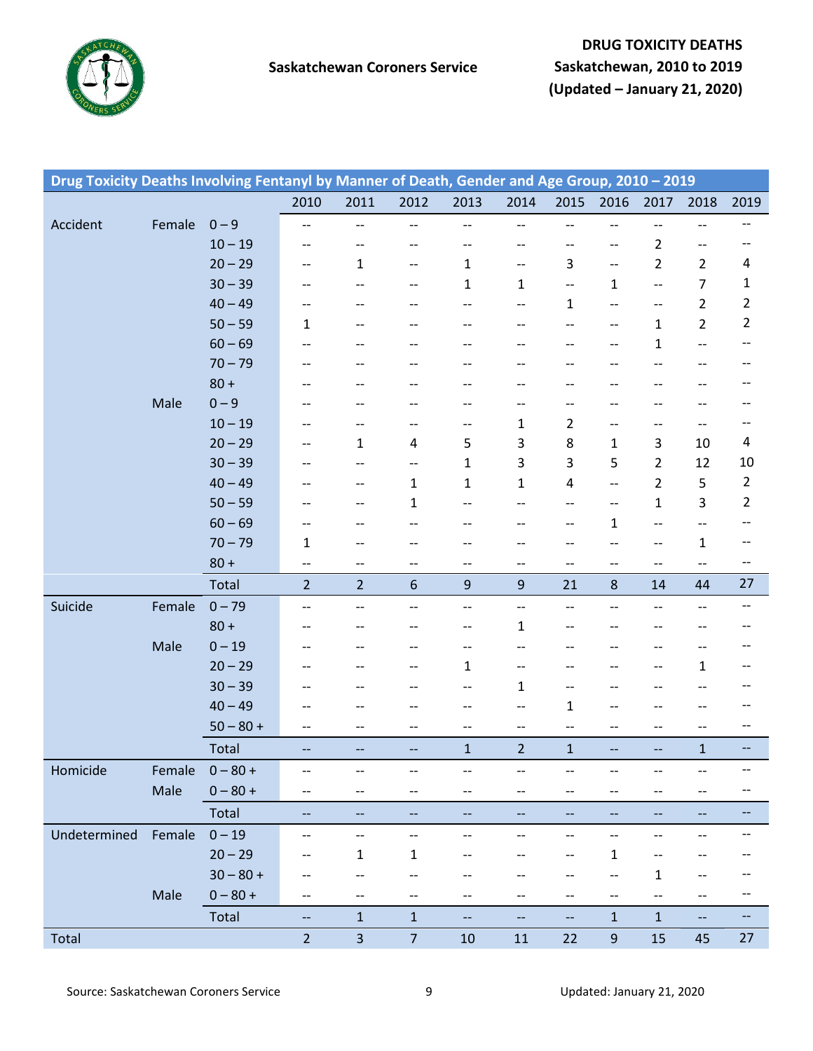**Saskatchewan Coroners Service**

**DRUG TOXICITY DEATHS**
**Saskatchewan, 2010 to 2019**
**(Updated – January 21, 2020)**

**Drug Toxicity Deaths Involving Fentanyl by Manner of Death, Gender and Age Group, 2010 – 2019**

| | | | 2010 | 2011 | 2012 | 2013 | 2014 | 2015 | 2016 | 2017 | 2018 | 2019 |
|---|---|---|---|---|---|---|---|---|---|---|---|---|
| Accident | Female | 0 – 9 | -- | -- | -- | -- | -- | -- | -- | -- | -- | -- |
| | | 10 – 19 | -- | -- | -- | -- | -- | -- | -- | 2 | -- | -- |
| | | 20 – 29 | -- | 1 | -- | 1 | -- | 3 | -- | 2 | 2 | 4 |
| | | 30 – 39 | -- | -- | -- | 1 | 1 | -- | 1 | -- | 7 | 1 |
| | | 40 – 49 | -- | -- | -- | -- | -- | 1 | -- | -- | 2 | 2 |
| | | 50 – 59 | 1 | -- | -- | -- | -- | -- | -- | 1 | 2 | 2 |
| | | 60 – 69 | -- | -- | -- | -- | -- | -- | -- | 1 | -- | -- |
| | | 70 – 79 | -- | -- | -- | -- | -- | -- | -- | -- | -- | -- |
| | | 80 + | -- | -- | -- | -- | -- | -- | -- | -- | -- | -- |
| | Male | 0 – 9 | -- | -- | -- | -- | -- | -- | -- | -- | -- | -- |
| | | 10 – 19 | -- | -- | -- | -- | 1 | 2 | -- | -- | -- | -- |
| | | 20 – 29 | -- | 1 | 4 | 5 | 3 | 8 | 1 | 3 | 10 | 4 |
| | | 30 – 39 | -- | -- | -- | 1 | 3 | 3 | 5 | 2 | 12 | 10 |
| | | 40 – 49 | -- | -- | 1 | 1 | 1 | 4 | -- | 2 | 5 | 2 |
| | | 50 – 59 | -- | -- | 1 | -- | -- | -- | -- | 1 | 3 | 2 |
| | | 60 – 69 | -- | -- | -- | -- | -- | -- | 1 | -- | -- | -- |
| | | 70 – 79 | 1 | -- | -- | -- | -- | -- | -- | -- | 1 | -- |
| | | 80 + | -- | -- | -- | -- | -- | -- | -- | -- | -- | -- |
| | | Total | 2 | 2 | 6 | 9 | 9 | 21 | 8 | 14 | 44 | 27 |
| Suicide | Female | 0 – 79 | -- | -- | -- | -- | -- | -- | -- | -- | -- | -- |
| | | 80 + | -- | -- | -- | -- | 1 | -- | -- | -- | -- | -- |
| | Male | 0 – 19 | -- | -- | -- | -- | -- | -- | -- | -- | -- | -- |
| | | 20 – 29 | -- | -- | -- | 1 | -- | -- | -- | -- | 1 | -- |
| | | 30 – 39 | -- | -- | -- | -- | 1 | -- | -- | -- | -- | -- |
| | | 40 – 49 | -- | -- | -- | -- | -- | 1 | -- | -- | -- | -- |
| | | 50 – 80 + | -- | -- | -- | -- | -- | -- | -- | -- | -- | -- |
| | | Total | -- | -- | -- | 1 | 2 | 1 | -- | -- | 1 | -- |
| Homicide | Female | 0 – 80 + | -- | -- | -- | -- | -- | -- | -- | -- | -- | -- |
| | Male | 0 – 80 + | -- | -- | -- | -- | -- | -- | -- | -- | -- | -- |
| | | Total | -- | -- | -- | -- | -- | -- | -- | -- | -- | -- |
| Undetermined | Female | 0 – 19 | -- | -- | -- | -- | -- | -- | -- | -- | -- | -- |
| | | 20 – 29 | -- | 1 | 1 | -- | -- | -- | 1 | -- | -- | -- |
| | | 30 – 80 + | -- | -- | -- | -- | -- | -- | -- | 1 | -- | -- |
| | Male | 0 – 80 + | -- | -- | -- | -- | -- | -- | -- | -- | -- | -- |
| | | Total | -- | 1 | 1 | -- | -- | -- | 1 | 1 | -- | -- |
| Total | | | 2 | 3 | 7 | 10 | 11 | 22 | 9 | 15 | 45 | 27 |

Source: Saskatchewan Coroners Service

Updated: January 21, 2020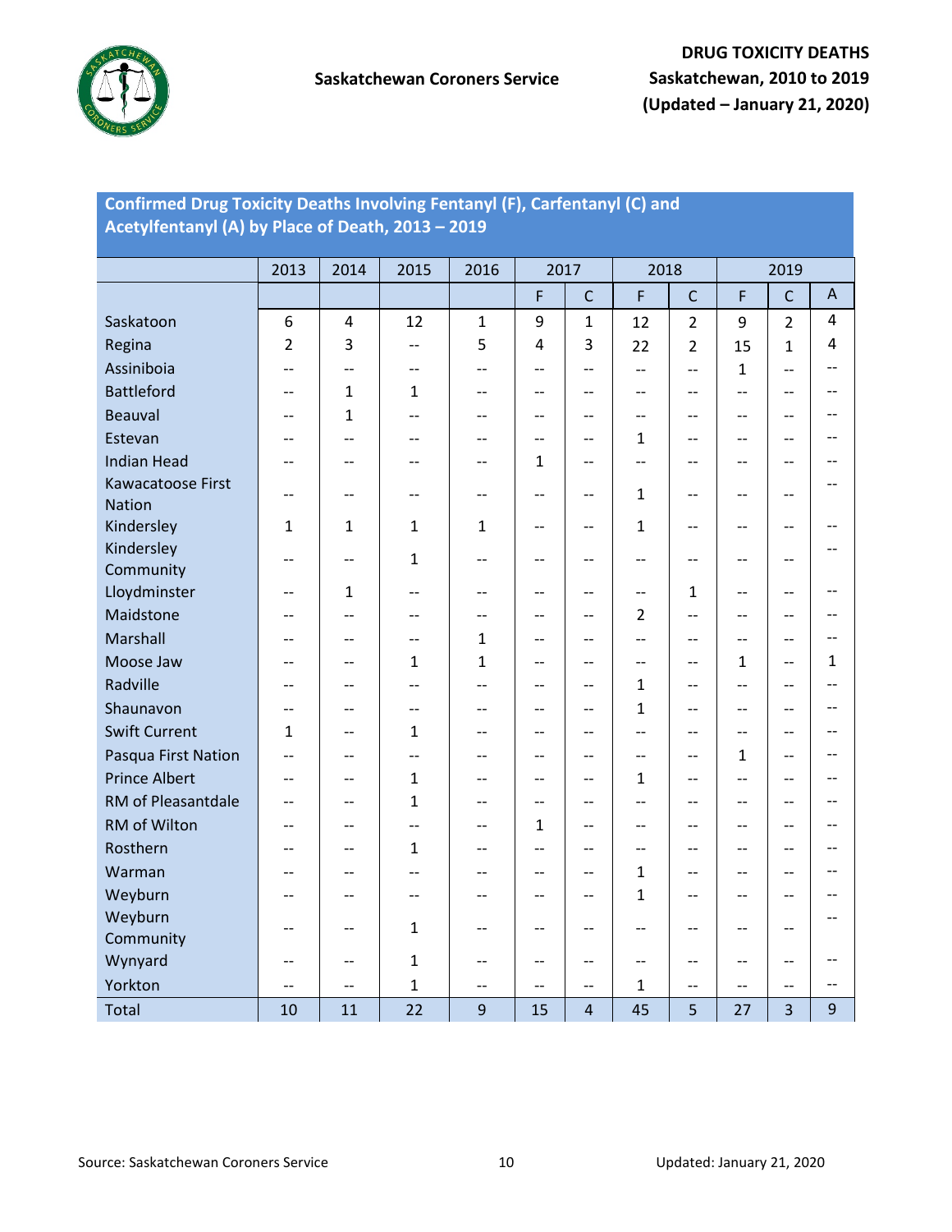## Confirmed Drug Toxicity Deaths Involving Fentanyl (F), Carfentanyl (C) and Acetylfentanyl (A) by Place of Death, 2013 – 2019

| | 2013 | 2014 | 2015 | 2016 | 2017 | | 2018 | | 2019 | | |
|---|---|---|---|---|---|---|---|---|---|---|---|
| | | | | | F | C | F | C | F | C | A |
| Saskatoon | 6 | 4 | 12 | 1 | 9 | 1 | 12 | 2 | 9 | 2 | 4 |
| Regina | 2 | 3 | -- | 5 | 4 | 3 | 22 | 2 | 15 | 1 | 4 |
| Assiniboia | -- | -- | -- | -- | -- | -- | -- | -- | 1 | -- | -- |
| Battleford | -- | 1 | 1 | -- | -- | -- | -- | -- | -- | -- | -- |
| Beauval | -- | 1 | -- | -- | -- | -- | -- | -- | -- | -- | -- |
| Estevan | -- | -- | -- | -- | -- | -- | 1 | -- | -- | -- | -- |
| Indian Head | -- | -- | -- | -- | 1 | -- | -- | -- | -- | -- | -- |
| Kawacatoose First Nation | -- | -- | -- | -- | -- | -- | 1 | -- | -- | -- | -- |
| Kindersley | 1 | 1 | 1 | 1 | -- | -- | 1 | -- | -- | -- | -- |
| Kindersley Community | -- | -- | 1 | -- | -- | -- | -- | -- | -- | -- | -- |
| Lloydminster | -- | 1 | -- | -- | -- | -- | -- | 1 | -- | -- | -- |
| Maidstone | -- | -- | -- | -- | -- | -- | 2 | -- | -- | -- | -- |
| Marshall | -- | -- | -- | 1 | -- | -- | -- | -- | -- | -- | -- |
| Moose Jaw | -- | -- | 1 | 1 | -- | -- | -- | -- | 1 | -- | 1 |
| Radville | -- | -- | -- | -- | -- | -- | 1 | -- | -- | -- | -- |
| Shaunavon | -- | -- | -- | -- | -- | -- | 1 | -- | -- | -- | -- |
| Swift Current | 1 | -- | 1 | -- | -- | -- | -- | -- | -- | -- | -- |
| Pasqua First Nation | -- | -- | -- | -- | -- | -- | -- | -- | 1 | -- | -- |
| Prince Albert | -- | -- | 1 | -- | -- | -- | 1 | -- | -- | -- | -- |
| RM of Pleasantdale | -- | -- | 1 | -- | -- | -- | -- | -- | -- | -- | -- |
| RM of Wilton | -- | -- | -- | -- | 1 | -- | -- | -- | -- | -- | -- |
| Rosthern | -- | -- | 1 | -- | -- | -- | -- | -- | -- | -- | -- |
| Warman | -- | -- | -- | -- | -- | -- | 1 | -- | -- | -- | -- |
| Weyburn | -- | -- | -- | -- | -- | -- | 1 | -- | -- | -- | -- |
| Weyburn Community | -- | -- | 1 | -- | -- | -- | -- | -- | -- | -- | -- |
| Wynyard | -- | -- | 1 | -- | -- | -- | -- | -- | -- | -- | -- |
| Yorkton | -- | -- | 1 | -- | -- | -- | 1 | -- | -- | -- | -- |
| Total | 10 | 11 | 22 | 9 | 15 | 4 | 45 | 5 | 27 | 3 | 9 |

Source: Saskatchewan Coroners Service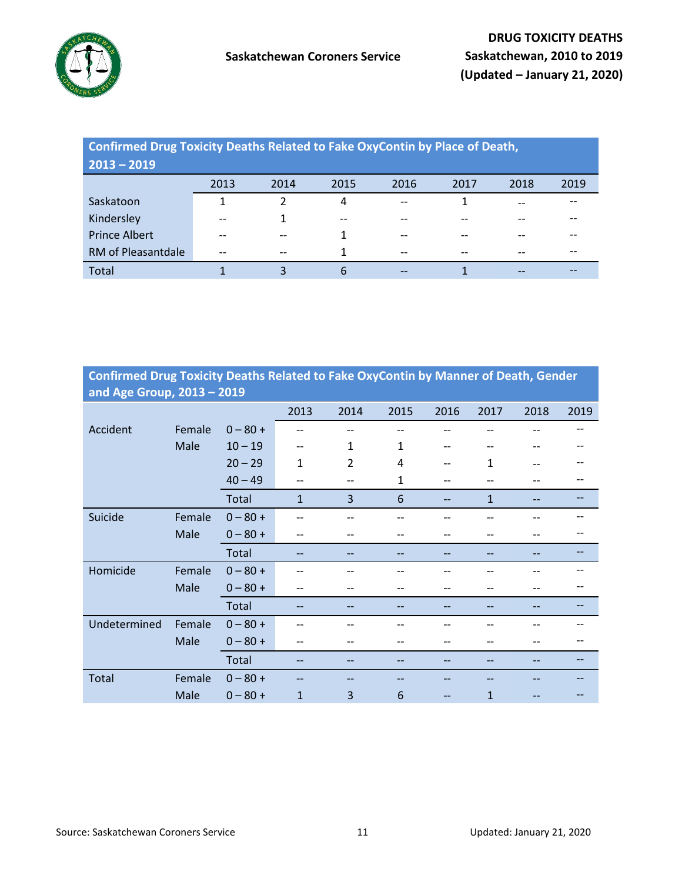**Saskatchewan Coroners Service**

**DRUG TOXICITY DEATHS**
**Saskatchewan, 2010 to 2019**
**(Updated – January 21, 2020)**

**Confirmed Drug Toxicity Deaths Related to Fake OxyContin by Place of Death, 2013 – 2019**

| | 2013 | 2014 | 2015 | 2016 | 2017 | 2018 | 2019 |
|---|---|---|---|---|---|---|---|
| Saskatoon | 1 | 2 | 4 | -- | 1 | -- | -- |
| Kindersley | -- | 1 | -- | -- | -- | -- | -- |
| Prince Albert | -- | -- | 1 | -- | -- | -- | -- |
| RM of Pleasantdale | -- | -- | 1 | -- | -- | -- | -- |
| Total | 1 | 3 | 6 | -- | 1 | -- | -- |

**Confirmed Drug Toxicity Deaths Related to Fake OxyContin by Manner of Death, Gender and Age Group, 2013 – 2019**

| | | | 2013 | 2014 | 2015 | 2016 | 2017 | 2018 | 2019 |
|---|---|---|---|---|---|---|---|---|---|
| Accident | Female | 0 – 80 + | -- | -- | -- | -- | -- | -- | -- |
| | Male | 10 – 19 | -- | 1 | 1 | -- | -- | -- | -- |
| | | 20 – 29 | 1 | 2 | 4 | -- | 1 | -- | -- |
| | | 40 – 49 | -- | -- | 1 | -- | -- | -- | -- |
| | | Total | 1 | 3 | 6 | -- | 1 | -- | -- |
| Suicide | Female | 0 – 80 + | -- | -- | -- | -- | -- | -- | -- |
| | Male | 0 – 80 + | -- | -- | -- | -- | -- | -- | -- |
| | | Total | -- | -- | -- | -- | -- | -- | -- |
| Homicide | Female | 0 – 80 + | -- | -- | -- | -- | -- | -- | -- |
| | Male | 0 – 80 + | -- | -- | -- | -- | -- | -- | -- |
| | | Total | -- | -- | -- | -- | -- | -- | -- |
| Undetermined | Female | 0 – 80 + | -- | -- | -- | -- | -- | -- | -- |
| | Male | 0 – 80 + | -- | -- | -- | -- | -- | -- | -- |
| | | Total | -- | -- | -- | -- | -- | -- | -- |
| Total | Female | 0 – 80 + | -- | -- | -- | -- | -- | -- | -- |
| | Male | 0 – 80 + | 1 | 3 | 6 | -- | 1 | -- | -- |

Source: Saskatchewan Coroners Service

Updated: January 21, 2020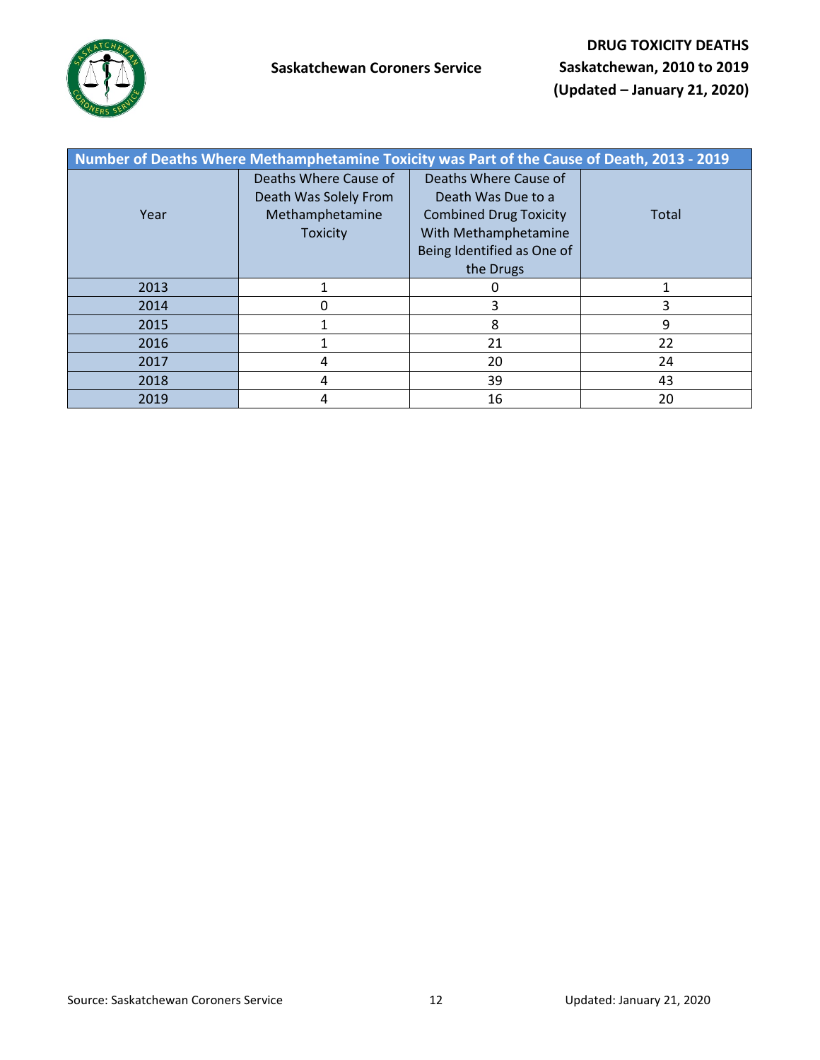**Saskatchewan Coroners Service**

**DRUG TOXICITY DEATHS**
**Saskatchewan, 2010 to 2019**
**(Updated – January 21, 2020)**

| Number of Deaths Where Methamphetamine Toxicity was Part of the Cause of Death, 2013 - 2019 | | | |
|---|---|---|---|
| Year | Deaths Where Cause of Death Was Solely From Methamphetamine Toxicity | Deaths Where Cause of Death Was Due to a Combined Drug Toxicity With Methamphetamine Being Identified as One of the Drugs | Total |
| 2013 | 1 | 0 | 1 |
| 2014 | 0 | 3 | 3 |
| 2015 | 1 | 8 | 9 |
| 2016 | 1 | 21 | 22 |
| 2017 | 4 | 20 | 24 |
| 2018 | 4 | 39 | 43 |
| 2019 | 4 | 16 | 20 |

Source: Saskatchewan Coroners Service

Updated: January 21, 2020